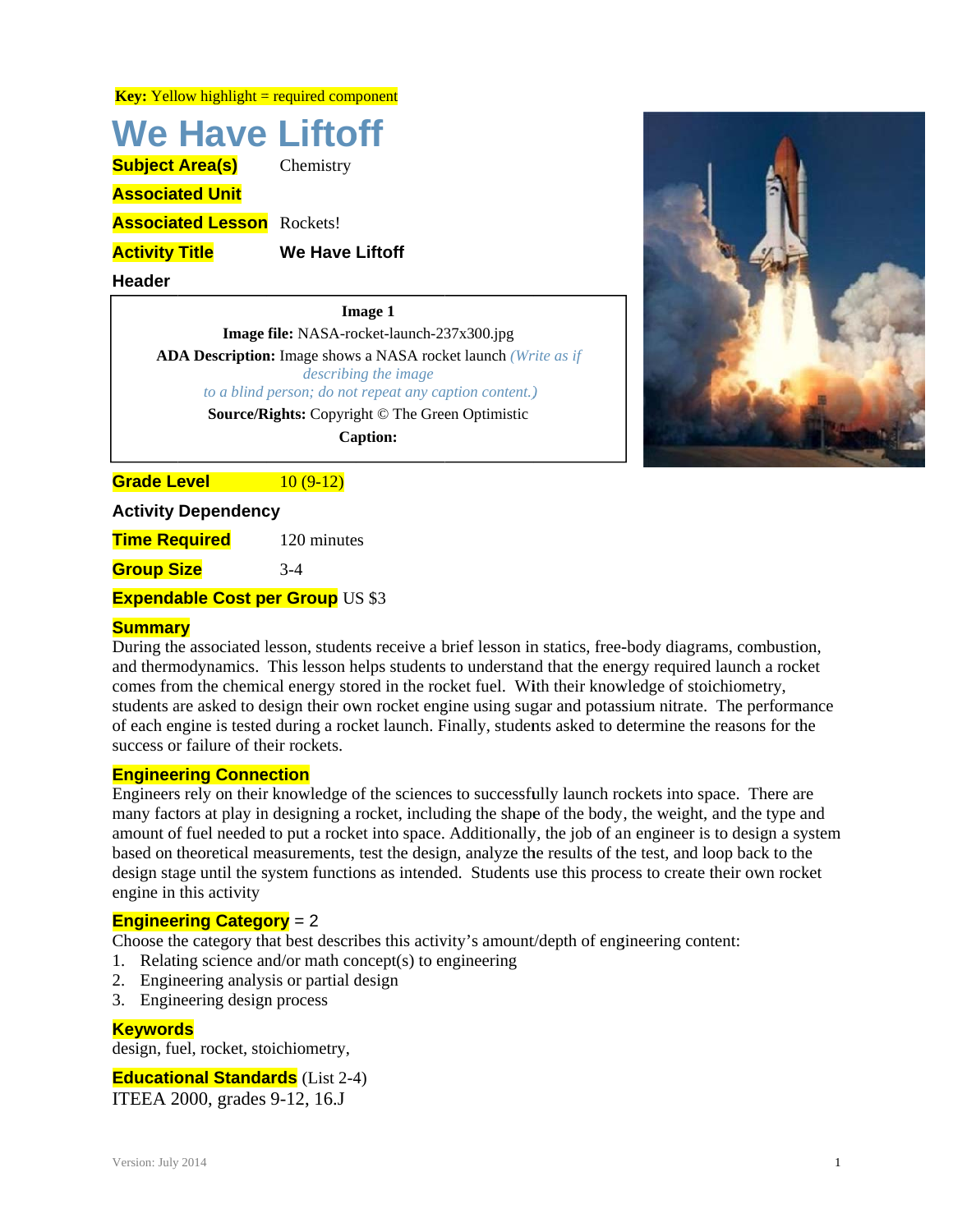**Key:** Yellow highlight = required component

# We Have Liftoff

**Subject Area(s)** Chemistry

**Associated Unit**

**Associated Lesson** Rockets!

**Activity Title** **We Have Liftoff**

**Header**

> **Image 1**
>
> **Image file:** NASA-rocket-launch-237x300.jpg
>
> **ADA Description:** Image shows a NASA rocket launch *(Write as if describing the image to a blind person; do not repeat any caption content.)*
>
> **Source/Rights:** Copyright © The Green Optimistic
>
> **Caption:**

**Grade Level** 10 (9-12)

**Activity Dependency**

**Time Required** 120 minutes

**Group Size** 3-4

**Expendable Cost per Group** US $3

## Summary

During the associated lesson, students receive a brief lesson in statics, free-body diagrams, combustion, and thermodynamics. This lesson helps students to understand that the energy required launch a rocket comes from the chemical energy stored in the rocket fuel. With their knowledge of stoichiometry, students are asked to design their own rocket engine using sugar and potassium nitrate. The performance of each engine is tested during a rocket launch. Finally, students asked to determine the reasons for the success or failure of their rockets.

## Engineering Connection

Engineers rely on their knowledge of the sciences to successfully launch rockets into space. There are many factors at play in designing a rocket, including the shape of the body, the weight, and the type and amount of fuel needed to put a rocket into space. Additionally, the job of an engineer is to design a system based on theoretical measurements, test the design, analyze the results of the test, and loop back to the design stage until the system functions as intended. Students use this process to create their own rocket engine in this activity

## Engineering Category = 2

Choose the category that best describes this activity's amount/depth of engineering content:

1. Relating science and/or math concept(s) to engineering
2. Engineering analysis or partial design
3. Engineering design process

## Keywords

design, fuel, rocket, stoichiometry,

## Educational Standards (List 2-4)

ITEEA 2000, grades 9-12, 16.J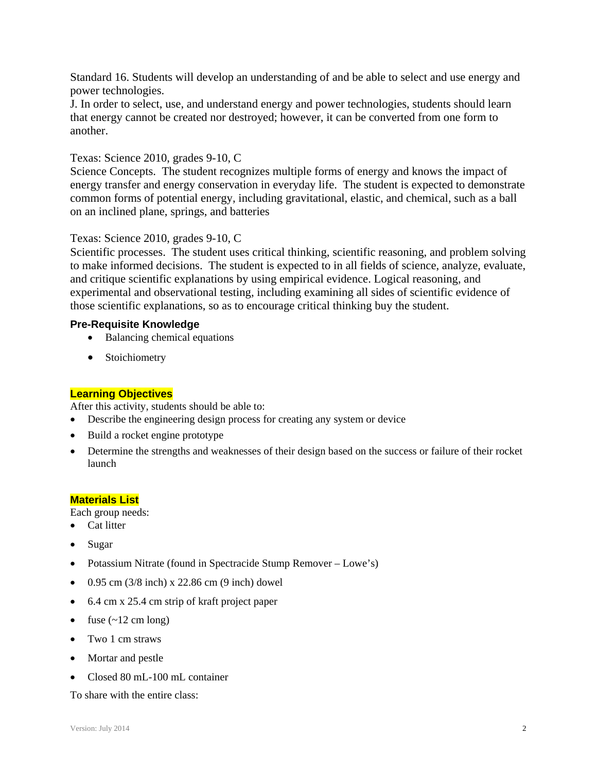Standard 16. Students will develop an understanding of and be able to select and use energy and power technologies.
J. In order to select, use, and understand energy and power technologies, students should learn that energy cannot be created nor destroyed; however, it can be converted from one form to another.

Texas: Science 2010, grades 9-10, C
Science Concepts. The student recognizes multiple forms of energy and knows the impact of energy transfer and energy conservation in everyday life. The student is expected to demonstrate common forms of potential energy, including gravitational, elastic, and chemical, such as a ball on an inclined plane, springs, and batteries

Texas: Science 2010, grades 9-10, C
Scientific processes. The student uses critical thinking, scientific reasoning, and problem solving to make informed decisions. The student is expected to in all fields of science, analyze, evaluate, and critique scientific explanations by using empirical evidence. Logical reasoning, and experimental and observational testing, including examining all sides of scientific evidence of those scientific explanations, so as to encourage critical thinking buy the student.

### Pre-Requisite Knowledge

- Balancing chemical equations
- Stoichiometry

### Learning Objectives

After this activity, students should be able to:

- Describe the engineering design process for creating any system or device
- Build a rocket engine prototype
- Determine the strengths and weaknesses of their design based on the success or failure of their rocket launch

### Materials List

Each group needs:

- Cat litter
- Sugar
- Potassium Nitrate (found in Spectracide Stump Remover – Lowe's)
- 0.95 cm (3/8 inch) x 22.86 cm (9 inch) dowel
- 6.4 cm x 25.4 cm strip of kraft project paper
- fuse (~12 cm long)
- Two 1 cm straws
- Mortar and pestle
- Closed 80 mL-100 mL container

To share with the entire class: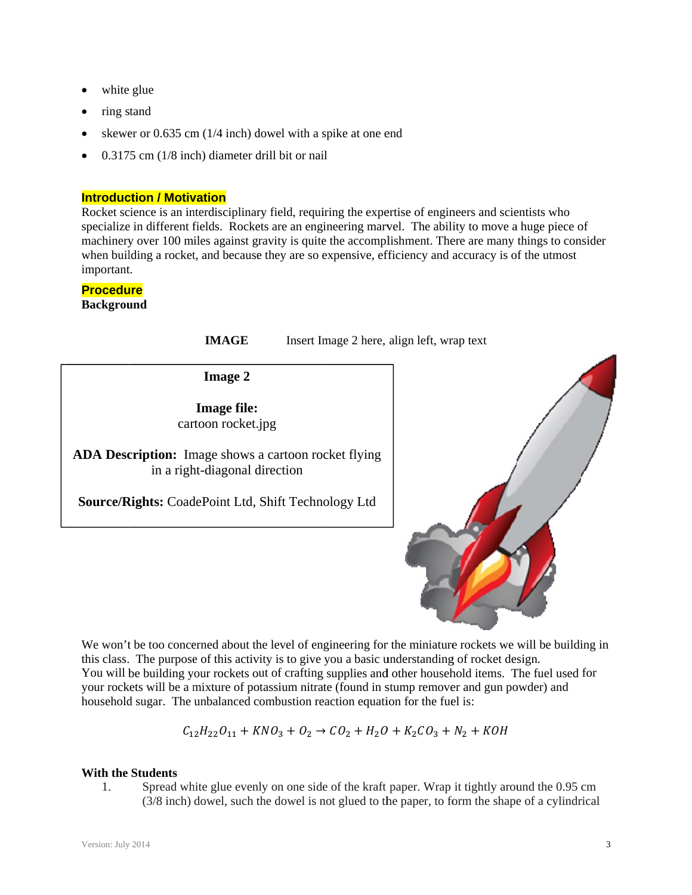- white glue
- ring stand
- skewer or 0.635 cm (1/4 inch) dowel with a spike at one end
- 0.3175 cm (1/8 inch) diameter drill bit or nail

## Introduction / Motivation

Rocket science is an interdisciplinary field, requiring the expertise of engineers and scientists who specialize in different fields. Rockets are an engineering marvel. The ability to move a huge piece of machinery over 100 miles against gravity is quite the accomplishment. There are many things to consider when building a rocket, and because they are so expensive, efficiency and accuracy is of the utmost important.

## Procedure

**Background**

**IMAGE** Insert Image 2 here, align left, wrap text

| **Image 2** |
| --- |
| **Image file:** cartoon rocket.jpg |
| **ADA Description:** Image shows a cartoon rocket flying in a right-diagonal direction |
| **Source/Rights:** CoadePoint Ltd, Shift Technology Ltd |

We won't be too concerned about the level of engineering for the miniature rockets we will be building in this class. The purpose of this activity is to give you a basic understanding of rocket design. You will be building your rockets out of crafting supplies and other household items. The fuel used for your rockets will be a mixture of potassium nitrate (found in stump remover and gun powder) and household sugar. The unbalanced combustion reaction equation for the fuel is:

$$C_{12}H_{22}O_{11} + KNO_3 + O_2 \rightarrow CO_2 + H_2O + K_2CO_3 + N_2 + KOH$$

**With the Students**

1. Spread white glue evenly on one side of the kraft paper. Wrap it tightly around the 0.95 cm (3/8 inch) dowel, such the dowel is not glued to the paper, to form the shape of a cylindrical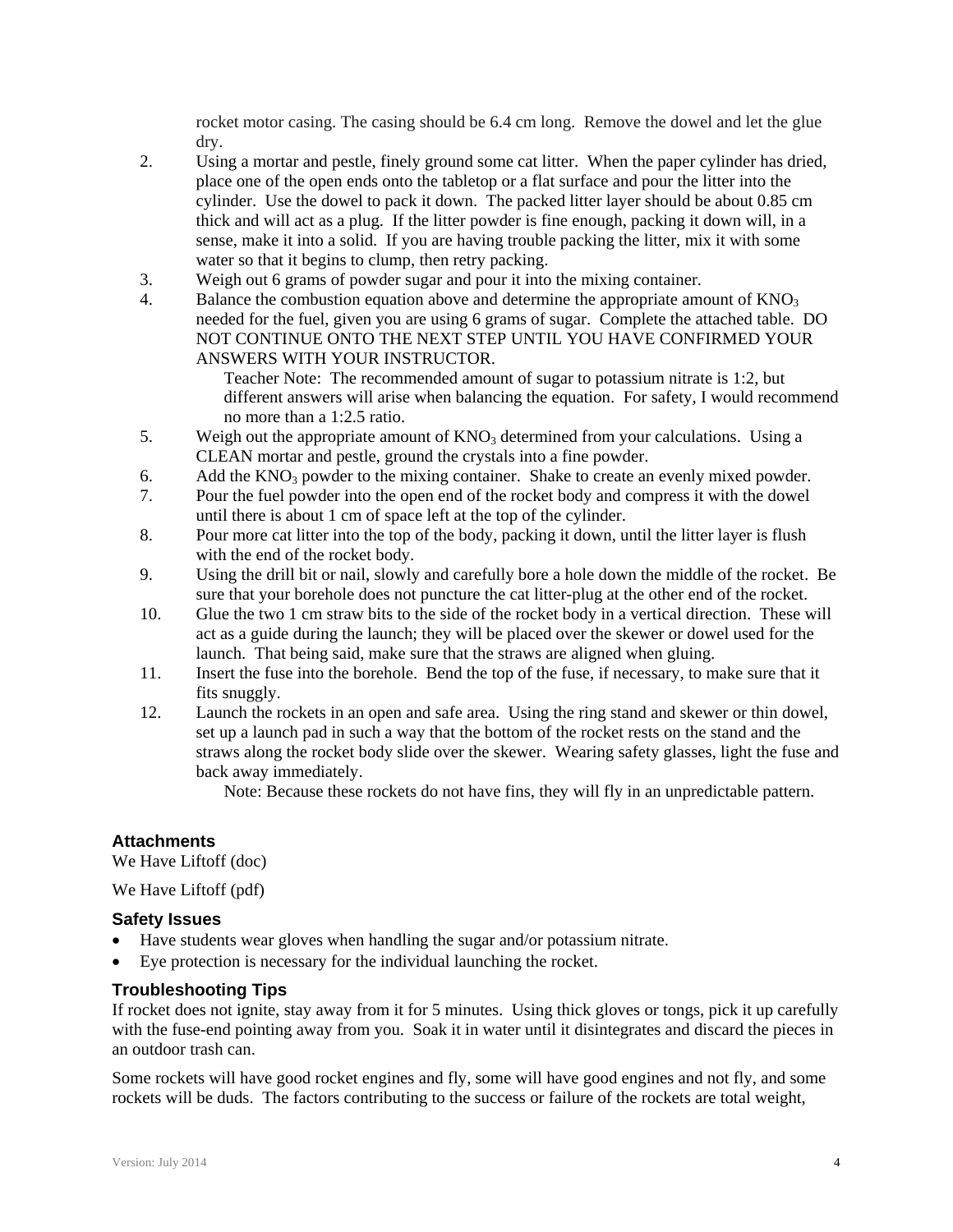rocket motor casing. The casing should be 6.4 cm long. Remove the dowel and let the glue dry.

2. Using a mortar and pestle, finely ground some cat litter. When the paper cylinder has dried, place one of the open ends onto the tabletop or a flat surface and pour the litter into the cylinder. Use the dowel to pack it down. The packed litter layer should be about 0.85 cm thick and will act as a plug. If the litter powder is fine enough, packing it down will, in a sense, make it into a solid. If you are having trouble packing the litter, mix it with some water so that it begins to clump, then retry packing.
3. Weigh out 6 grams of powder sugar and pour it into the mixing container.
4. Balance the combustion equation above and determine the appropriate amount of $KNO_3$ needed for the fuel, given you are using 6 grams of sugar. Complete the attached table. DO NOT CONTINUE ONTO THE NEXT STEP UNTIL YOU HAVE CONFIRMED YOUR ANSWERS WITH YOUR INSTRUCTOR.

   Teacher Note: The recommended amount of sugar to potassium nitrate is 1:2, but different answers will arise when balancing the equation. For safety, I would recommend no more than a 1:2.5 ratio.
5. Weigh out the appropriate amount of $KNO_3$ determined from your calculations. Using a CLEAN mortar and pestle, ground the crystals into a fine powder.
6. Add the $KNO_3$ powder to the mixing container. Shake to create an evenly mixed powder.
7. Pour the fuel powder into the open end of the rocket body and compress it with the dowel until there is about 1 cm of space left at the top of the cylinder.
8. Pour more cat litter into the top of the body, packing it down, until the litter layer is flush with the end of the rocket body.
9. Using the drill bit or nail, slowly and carefully bore a hole down the middle of the rocket. Be sure that your borehole does not puncture the cat litter-plug at the other end of the rocket.
10. Glue the two 1 cm straw bits to the side of the rocket body in a vertical direction. These will act as a guide during the launch; they will be placed over the skewer or dowel used for the launch. That being said, make sure that the straws are aligned when gluing.
11. Insert the fuse into the borehole. Bend the top of the fuse, if necessary, to make sure that it fits snuggly.
12. Launch the rockets in an open and safe area. Using the ring stand and skewer or thin dowel, set up a launch pad in such a way that the bottom of the rocket rests on the stand and the straws along the rocket body slide over the skewer. Wearing safety glasses, light the fuse and back away immediately.

   Note: Because these rockets do not have fins, they will fly in an unpredictable pattern.

### Attachments

We Have Liftoff (doc)

We Have Liftoff (pdf)

### Safety Issues

- Have students wear gloves when handling the sugar and/or potassium nitrate.
- Eye protection is necessary for the individual launching the rocket.

### Troubleshooting Tips

If rocket does not ignite, stay away from it for 5 minutes. Using thick gloves or tongs, pick it up carefully with the fuse-end pointing away from you. Soak it in water until it disintegrates and discard the pieces in an outdoor trash can.

Some rockets will have good rocket engines and fly, some will have good engines and not fly, and some rockets will be duds. The factors contributing to the success or failure of the rockets are total weight,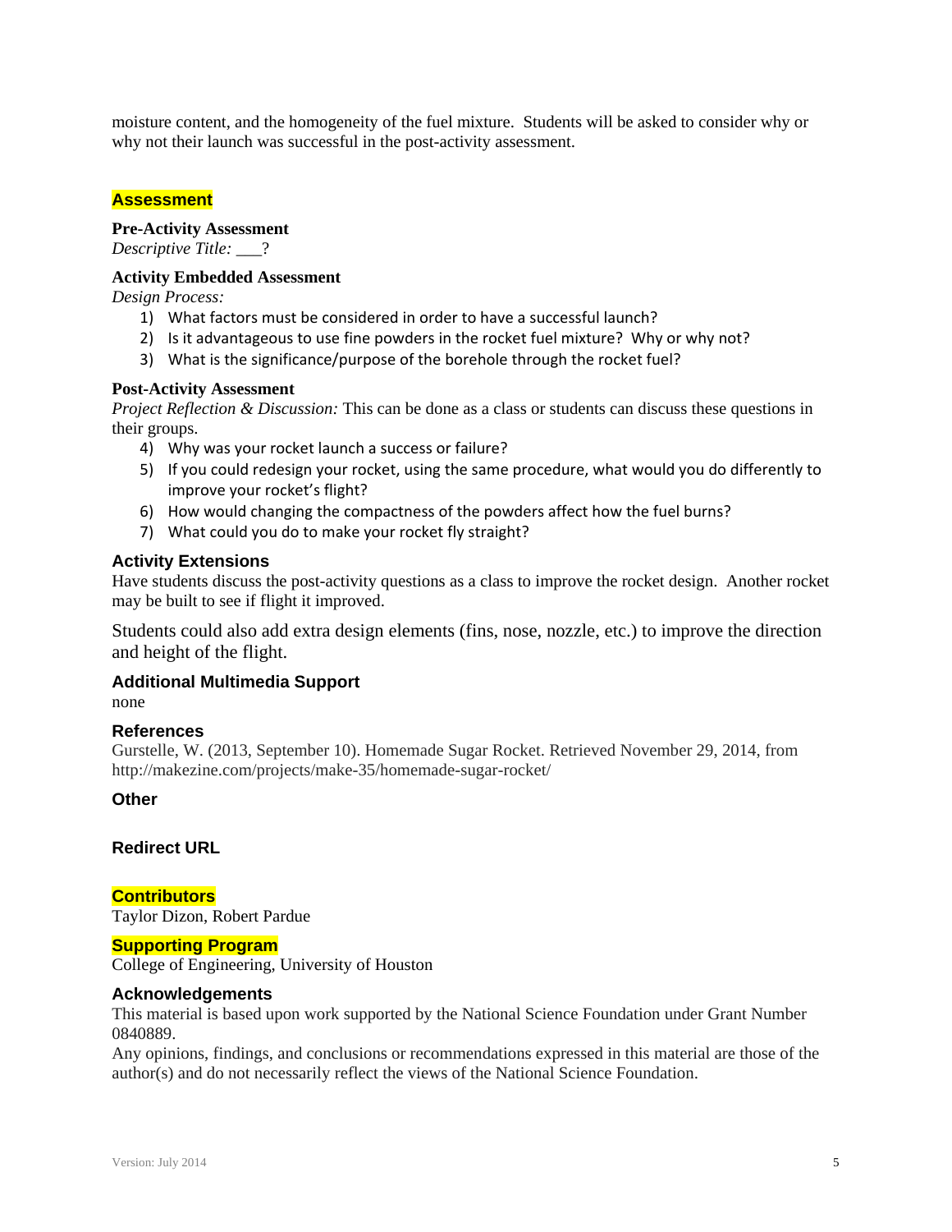moisture content, and the homogeneity of the fuel mixture. Students will be asked to consider why or why not their launch was successful in the post-activity assessment.

## Assessment

**Pre-Activity Assessment**
*Descriptive Title:* ___?

**Activity Embedded Assessment**
*Design Process:*

1) What factors must be considered in order to have a successful launch?
2) Is it advantageous to use fine powders in the rocket fuel mixture? Why or why not?
3) What is the significance/purpose of the borehole through the rocket fuel?

**Post-Activity Assessment**
*Project Reflection & Discussion:* This can be done as a class or students can discuss these questions in their groups.

4) Why was your rocket launch a success or failure?
5) If you could redesign your rocket, using the same procedure, what would you do differently to improve your rocket's flight?
6) How would changing the compactness of the powders affect how the fuel burns?
7) What could you do to make your rocket fly straight?

### Activity Extensions

Have students discuss the post-activity questions as a class to improve the rocket design. Another rocket may be built to see if flight it improved.

Students could also add extra design elements (fins, nose, nozzle, etc.) to improve the direction and height of the flight.

### Additional Multimedia Support

none

### References

Gurstelle, W. (2013, September 10). Homemade Sugar Rocket. Retrieved November 29, 2014, from http://makezine.com/projects/make-35/homemade-sugar-rocket/

### Other

### Redirect URL

## Contributors

Taylor Dizon, Robert Pardue

## Supporting Program

College of Engineering, University of Houston

### Acknowledgements

This material is based upon work supported by the National Science Foundation under Grant Number 0840889.

Any opinions, findings, and conclusions or recommendations expressed in this material are those of the author(s) and do not necessarily reflect the views of the National Science Foundation.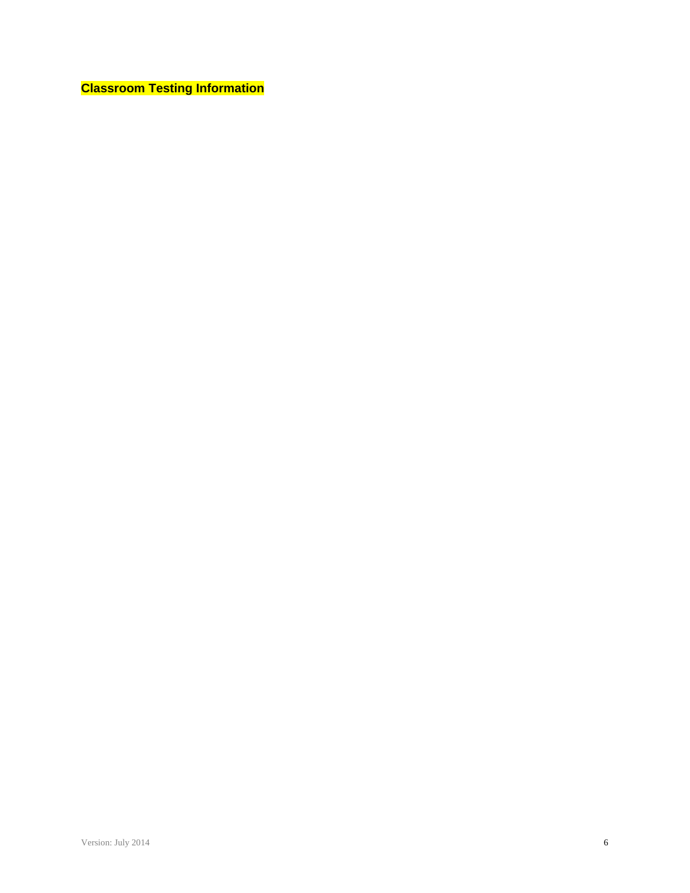**Classroom Testing Information**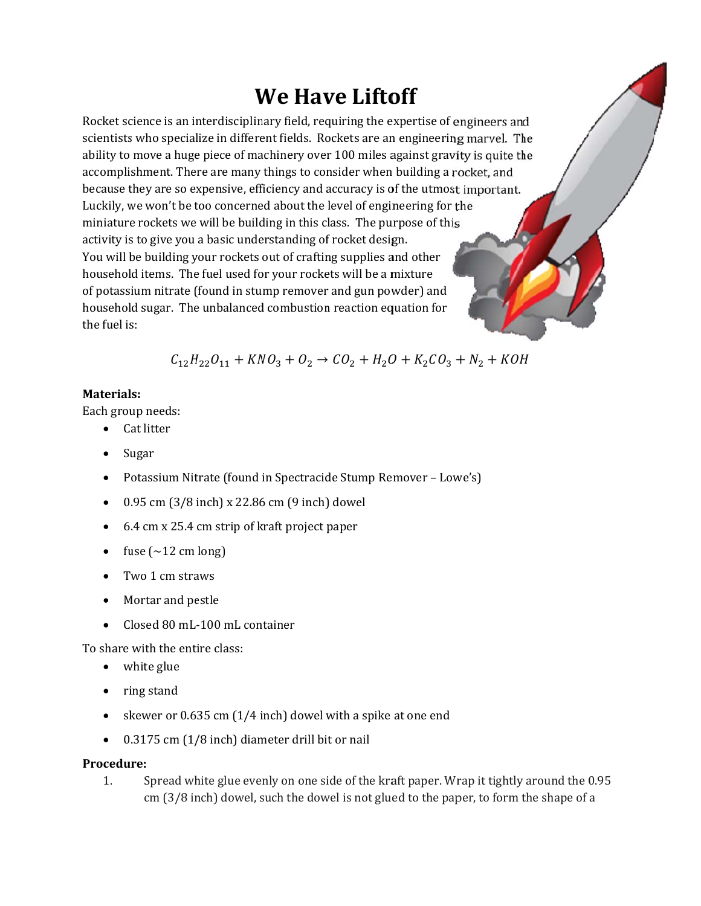# We Have Liftoff

Rocket science is an interdisciplinary field, requiring the expertise of engineers and scientists who specialize in different fields. Rockets are an engineering marvel. The ability to move a huge piece of machinery over 100 miles against gravity is quite the accomplishment. There are many things to consider when building a rocket, and because they are so expensive, efficiency and accuracy is of the utmost important. Luckily, we won't be too concerned about the level of engineering for the miniature rockets we will be building in this class. The purpose of this activity is to give you a basic understanding of rocket design.
You will be building your rockets out of crafting supplies and other household items. The fuel used for your rockets will be a mixture of potassium nitrate (found in stump remover and gun powder) and household sugar. The unbalanced combustion reaction equation for the fuel is:

$$C_{12}H_{22}O_{11} + KNO_3 + O_2 \rightarrow CO_2 + H_2O + K_2CO_3 + N_2 + KOH$$

**Materials:**

Each group needs:

- Cat litter
- Sugar
- Potassium Nitrate (found in Spectracide Stump Remover – Lowe's)
- 0.95 cm (3/8 inch) x 22.86 cm (9 inch) dowel
- 6.4 cm x 25.4 cm strip of kraft project paper
- fuse (~12 cm long)
- Two 1 cm straws
- Mortar and pestle
- Closed 80 mL-100 mL container

To share with the entire class:

- white glue
- ring stand
- skewer or 0.635 cm (1/4 inch) dowel with a spike at one end
- 0.3175 cm (1/8 inch) diameter drill bit or nail

**Procedure:**

1. Spread white glue evenly on one side of the kraft paper. Wrap it tightly around the 0.95 cm (3/8 inch) dowel, such the dowel is not glued to the paper, to form the shape of a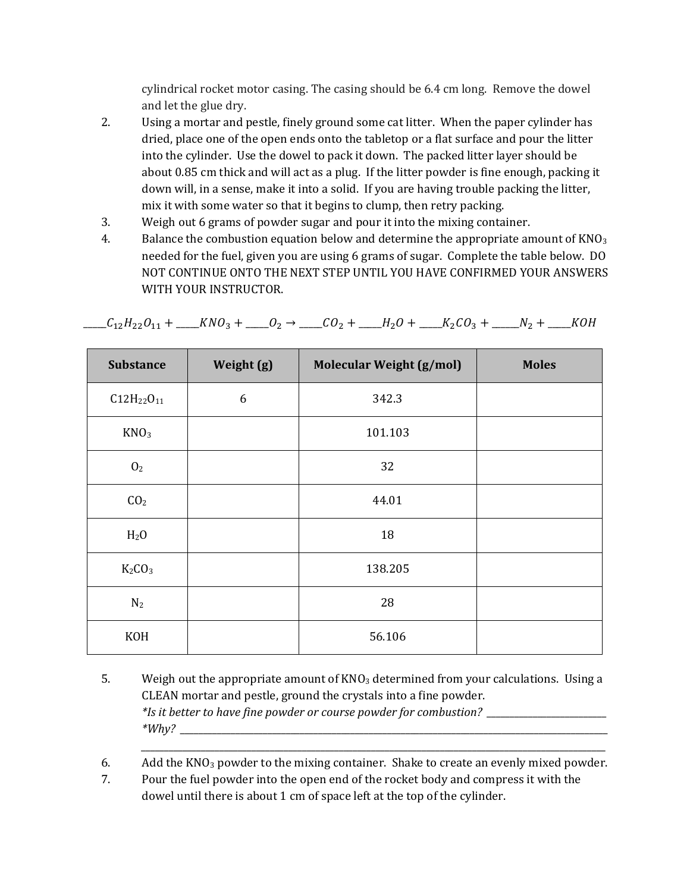cylindrical rocket motor casing. The casing should be 6.4 cm long. Remove the dowel and let the glue dry.

2. Using a mortar and pestle, finely ground some cat litter. When the paper cylinder has dried, place one of the open ends onto the tabletop or a flat surface and pour the litter into the cylinder. Use the dowel to pack it down. The packed litter layer should be about 0.85 cm thick and will act as a plug. If the litter powder is fine enough, packing it down will, in a sense, make it into a solid. If you are having trouble packing the litter, mix it with some water so that it begins to clump, then retry packing.
3. Weigh out 6 grams of powder sugar and pour it into the mixing container.
4. Balance the combustion equation below and determine the appropriate amount of $KNO_3$ needed for the fuel, given you are using 6 grams of sugar. Complete the table below. DO NOT CONTINUE ONTO THE NEXT STEP UNTIL YOU HAVE CONFIRMED YOUR ANSWERS WITH YOUR INSTRUCTOR.

$$\_\_\_C_{12}H_{22}O_{11} + \_\_\_KNO_3 + \_\_\_O_2 \rightarrow \_\_\_CO_2 + \_\_\_H_2O + \_\_\_K_2CO_3 + \_\_\_N_2 + \_\_\_KOH$$

| Substance | Weight (g) | Molecular Weight (g/mol) | Moles |
|---|---|---|---|
| $C_{12}H_{22}O_{11}$ | 6 | 342.3 | |
| $KNO_3$ | | 101.103 | |
| $O_2$ | | 32 | |
| $CO_2$ | | 44.01 | |
| $H_2O$ | | 18 | |
| $K_2CO_3$ | | 138.205 | |
| $N_2$ | | 28 | |
| KOH | | 56.106 | |

5. Weigh out the appropriate amount of $KNO_3$ determined from your calculations. Using a CLEAN mortar and pestle, ground the crystals into a fine powder.
   *\*Is it better to have fine powder or course powder for combustion?* \_\_\_\_\_\_\_\_\_\_\_\_\_\_\_\_\_\_\_\_
   *\*Why?* \_\_\_\_\_\_\_\_\_\_\_\_\_\_\_\_\_\_\_\_\_\_\_\_\_\_\_\_\_\_\_\_\_\_\_\_\_\_\_\_\_\_\_\_\_\_\_\_\_\_\_\_\_\_\_\_\_\_\_\_
   \_\_\_\_\_\_\_\_\_\_\_\_\_\_\_\_\_\_\_\_\_\_\_\_\_\_\_\_\_\_\_\_\_\_\_\_\_\_\_\_\_\_\_\_\_\_\_\_\_\_\_\_\_\_\_\_\_\_\_\_\_\_\_\_
6. Add the $KNO_3$ powder to the mixing container. Shake to create an evenly mixed powder.
7. Pour the fuel powder into the open end of the rocket body and compress it with the dowel until there is about 1 cm of space left at the top of the cylinder.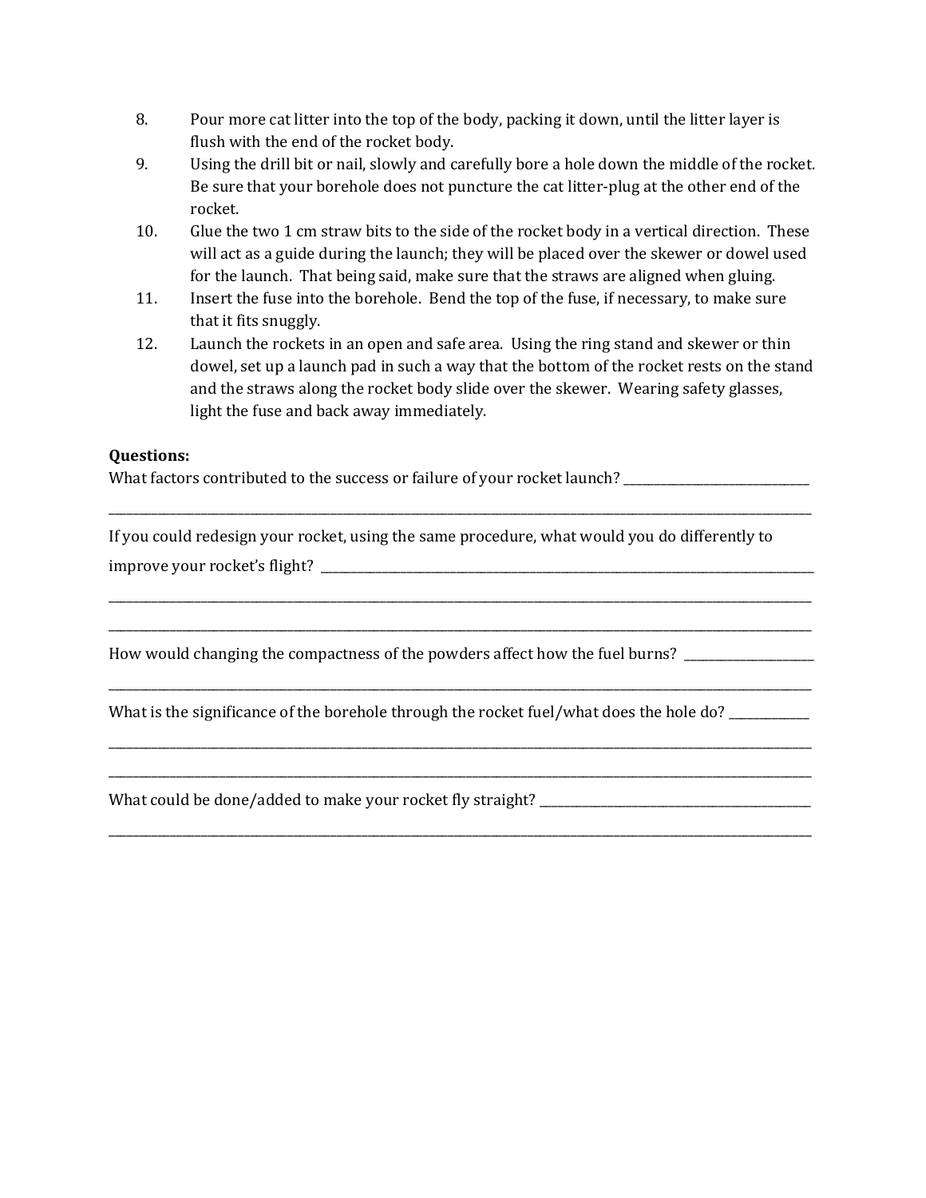8. Pour more cat litter into the top of the body, packing it down, until the litter layer is flush with the end of the rocket body.
9. Using the drill bit or nail, slowly and carefully bore a hole down the middle of the rocket. Be sure that your borehole does not puncture the cat litter-plug at the other end of the rocket.
10. Glue the two 1 cm straw bits to the side of the rocket body in a vertical direction. These will act as a guide during the launch; they will be placed over the skewer or dowel used for the launch. That being said, make sure that the straws are aligned when gluing.
11. Insert the fuse into the borehole. Bend the top of the fuse, if necessary, to make sure that it fits snuggly.
12. Launch the rockets in an open and safe area. Using the ring stand and skewer or thin dowel, set up a launch pad in such a way that the bottom of the rocket rests on the stand and the straws along the rocket body slide over the skewer. Wearing safety glasses, light the fuse and back away immediately.

**Questions:**

What factors contributed to the success or failure of your rocket launch? ______________________________

______________________________________________________________________________________________________

If you could redesign your rocket, using the same procedure, what would you do differently to improve your rocket's flight? ______________________________________________________________________

______________________________________________________________________________________________________

______________________________________________________________________________________________________

How would changing the compactness of the powders affect how the fuel burns? _____________________

______________________________________________________________________________________________________

What is the significance of the borehole through the rocket fuel/what does the hole do? _____________

______________________________________________________________________________________________________

______________________________________________________________________________________________________

What could be done/added to make your rocket fly straight? ____________________________________________

______________________________________________________________________________________________________